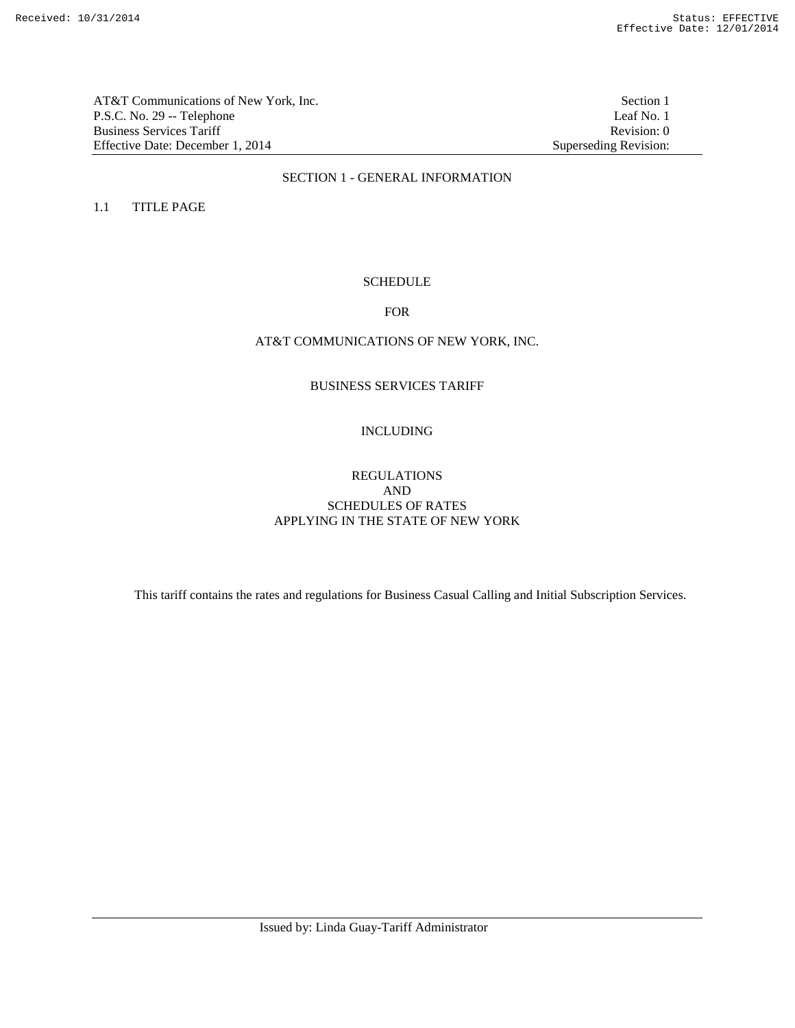AT&T Communications of New York, Inc. | Section 1
P.S.C. No. 29 -- Telephone | Leaf No. 1
Business Services Tariff | Revision: 0
Effective Date: December 1, 2014 | Superseding Revision:

# SECTION 1 - GENERAL INFORMATION

## 1.1 TITLE PAGE

SCHEDULE

FOR

AT&T COMMUNICATIONS OF NEW YORK, INC.

BUSINESS SERVICES TARIFF

INCLUDING

REGULATIONS
AND
SCHEDULES OF RATES
APPLYING IN THE STATE OF NEW YORK

This tariff contains the rates and regulations for Business Casual Calling and Initial Subscription Services.

Issued by: Linda Guay-Tariff Administrator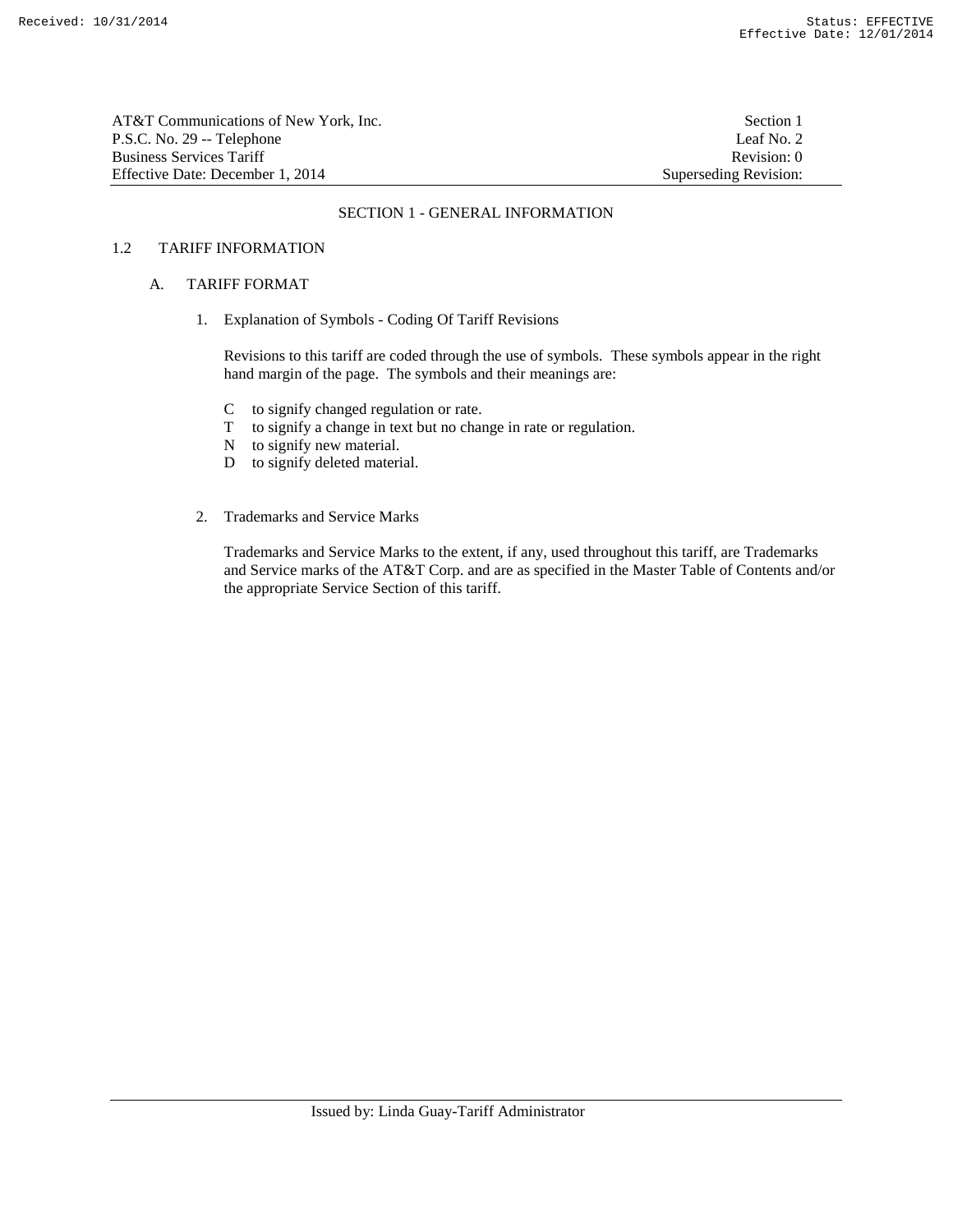# SECTION 1 - GENERAL INFORMATION

## 1.2 TARIFF INFORMATION

### A. TARIFF FORMAT

1. Explanation of Symbols - Coding Of Tariff Revisions

   Revisions to this tariff are coded through the use of symbols. These symbols appear in the right hand margin of the page. The symbols and their meanings are:

   - C to signify changed regulation or rate.
   - T to signify a change in text but no change in rate or regulation.
   - N to signify new material.
   - D to signify deleted material.

2. Trademarks and Service Marks

   Trademarks and Service Marks to the extent, if any, used throughout this tariff, are Trademarks and Service marks of the AT&T Corp. and are as specified in the Master Table of Contents and/or the appropriate Service Section of this tariff.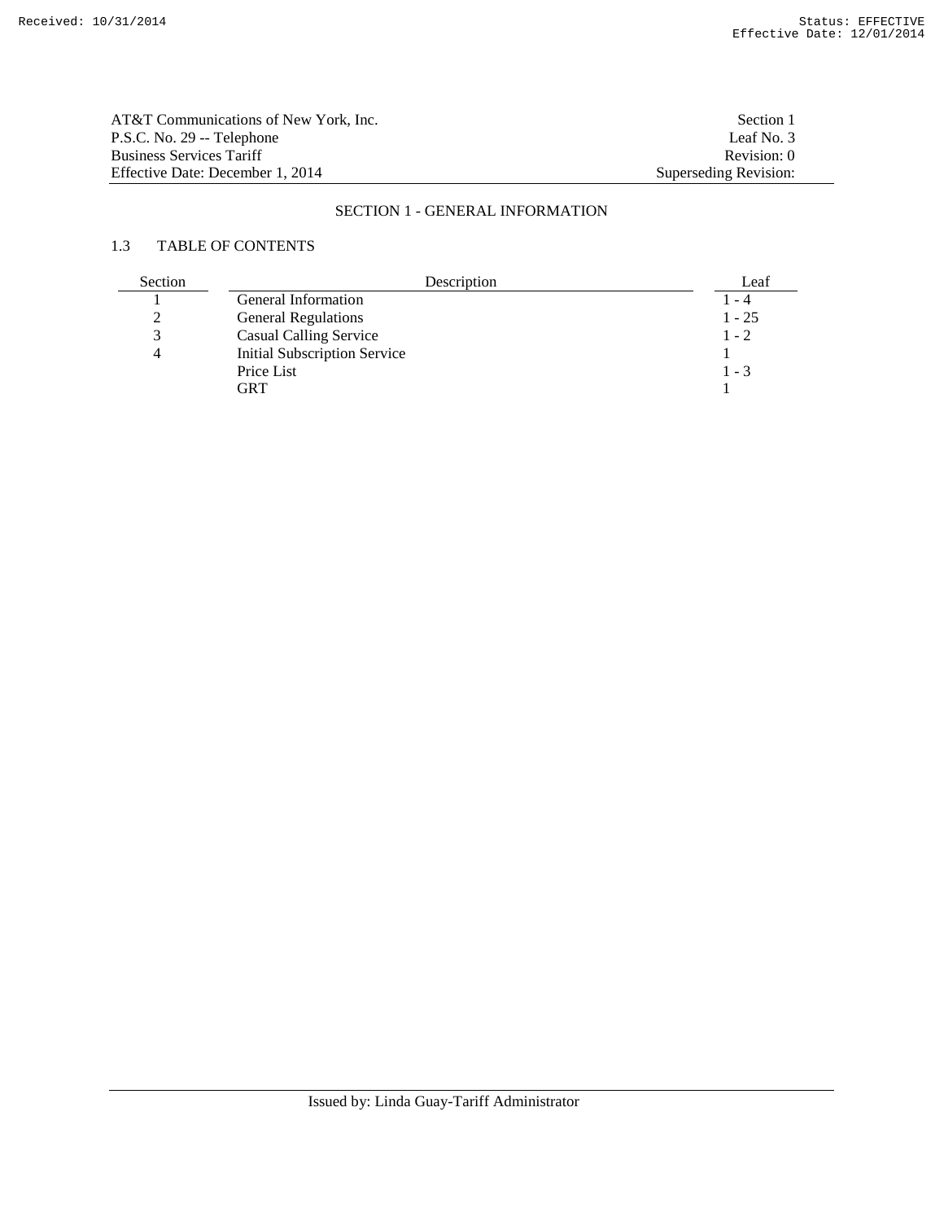# SECTION 1 - GENERAL INFORMATION

## 1.3 TABLE OF CONTENTS

| Section | Description | Leaf |
|---|---|---|
| 1 | General Information | 1 - 4 |
| 2 | General Regulations | 1 - 25 |
| 3 | Casual Calling Service | 1 - 2 |
| 4 | Initial Subscription Service | 1 |
| | Price List | 1 - 3 |
| | GRT | 1 |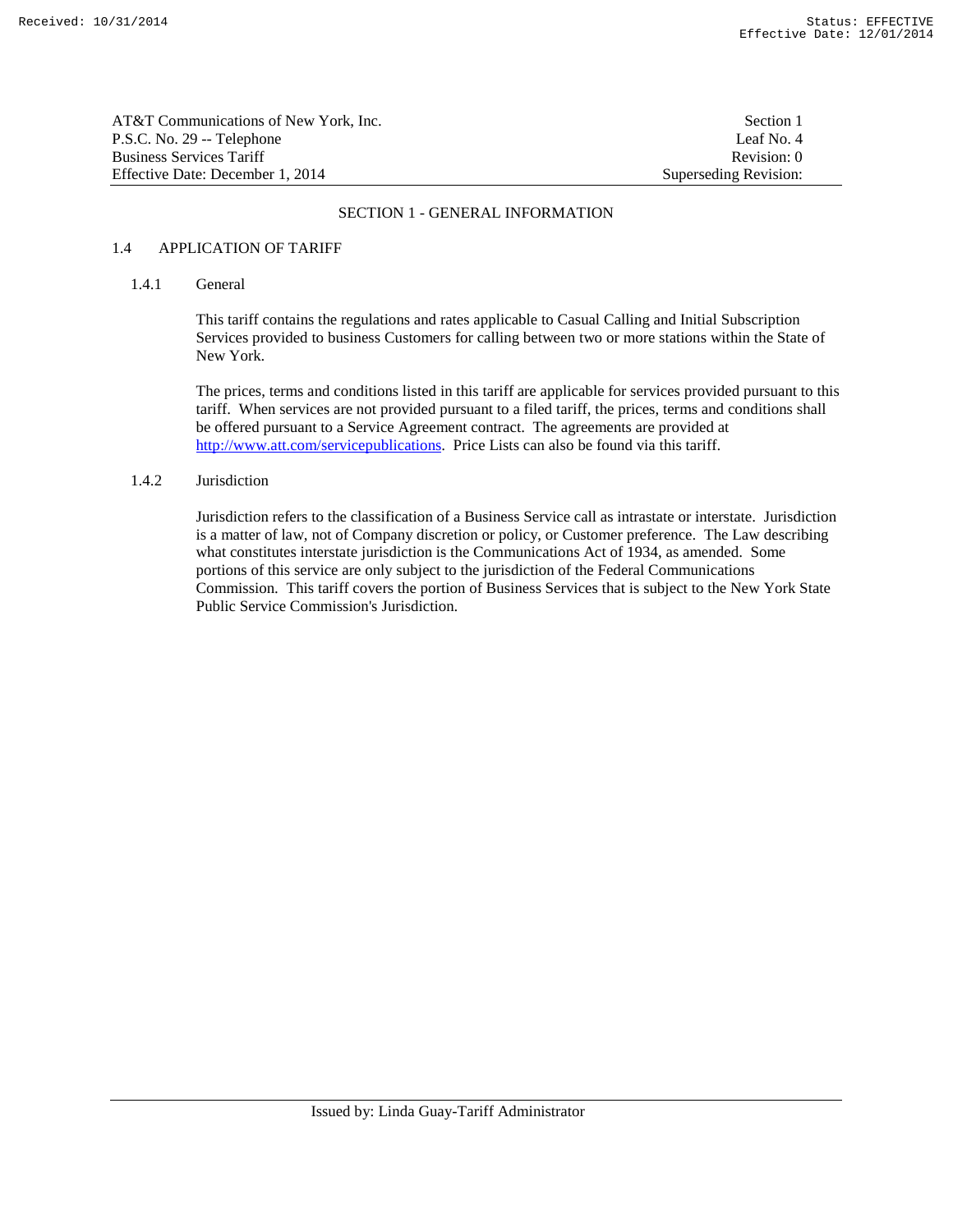## SECTION 1 - GENERAL INFORMATION

### 1.4 APPLICATION OF TARIFF

#### 1.4.1 General

This tariff contains the regulations and rates applicable to Casual Calling and Initial Subscription Services provided to business Customers for calling between two or more stations within the State of New York.

The prices, terms and conditions listed in this tariff are applicable for services provided pursuant to this tariff. When services are not provided pursuant to a filed tariff, the prices, terms and conditions shall be offered pursuant to a Service Agreement contract. The agreements are provided at http://www.att.com/servicepublications. Price Lists can also be found via this tariff.

#### 1.4.2 Jurisdiction

Jurisdiction refers to the classification of a Business Service call as intrastate or interstate. Jurisdiction is a matter of law, not of Company discretion or policy, or Customer preference. The Law describing what constitutes interstate jurisdiction is the Communications Act of 1934, as amended. Some portions of this service are only subject to the jurisdiction of the Federal Communications Commission. This tariff covers the portion of Business Services that is subject to the New York State Public Service Commission's Jurisdiction.